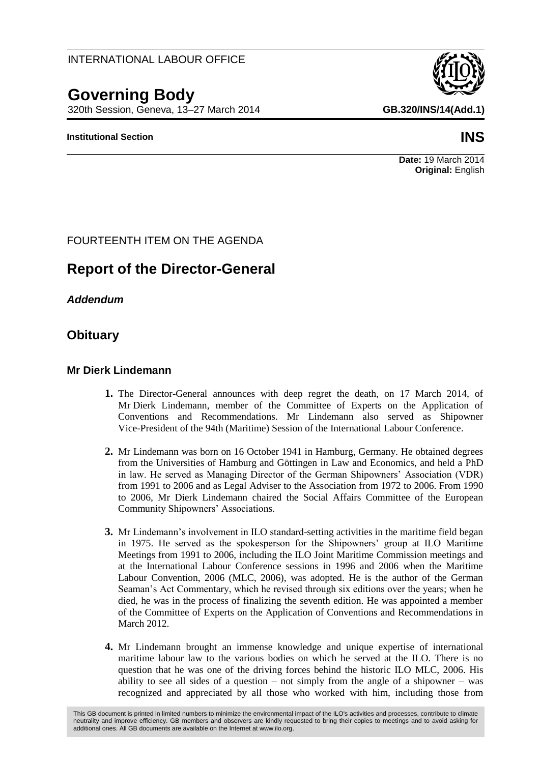INTERNATIONAL LABOUR OFFICE

# Governing Body

320th Session, Geneva, 13–27 March 2014

**GB.320/INS/14(Add.1)**

**Institutional Section**

**INS**

**Date:** 19 March 2014
**Original:** English

FOURTEENTH ITEM ON THE AGENDA

## Report of the Director-General

***Addendum***

## Obituary

### Mr Dierk Lindemann

**1.** The Director-General announces with deep regret the death, on 17 March 2014, of Mr Dierk Lindemann, member of the Committee of Experts on the Application of Conventions and Recommendations. Mr Lindemann also served as Shipowner Vice-President of the 94th (Maritime) Session of the International Labour Conference.

**2.** Mr Lindemann was born on 16 October 1941 in Hamburg, Germany. He obtained degrees from the Universities of Hamburg and Göttingen in Law and Economics, and held a PhD in law. He served as Managing Director of the German Shipowners' Association (VDR) from 1991 to 2006 and as Legal Adviser to the Association from 1972 to 2006. From 1990 to 2006, Mr Dierk Lindemann chaired the Social Affairs Committee of the European Community Shipowners' Associations.

**3.** Mr Lindemann's involvement in ILO standard-setting activities in the maritime field began in 1975. He served as the spokesperson for the Shipowners' group at ILO Maritime Meetings from 1991 to 2006, including the ILO Joint Maritime Commission meetings and at the International Labour Conference sessions in 1996 and 2006 when the Maritime Labour Convention, 2006 (MLC, 2006), was adopted. He is the author of the German Seaman's Act Commentary, which he revised through six editions over the years; when he died, he was in the process of finalizing the seventh edition. He was appointed a member of the Committee of Experts on the Application of Conventions and Recommendations in March 2012.

**4.** Mr Lindemann brought an immense knowledge and unique expertise of international maritime labour law to the various bodies on which he served at the ILO. There is no question that he was one of the driving forces behind the historic ILO MLC, 2006. His ability to see all sides of a question – not simply from the angle of a shipowner – was recognized and appreciated by all those who worked with him, including those from

This GB document is printed in limited numbers to minimize the environmental impact of the ILO's activities and processes, contribute to climate neutrality and improve efficiency. GB members and observers are kindly requested to bring their copies to meetings and to avoid asking for additional ones. All GB documents are available on the Internet at www.ilo.org.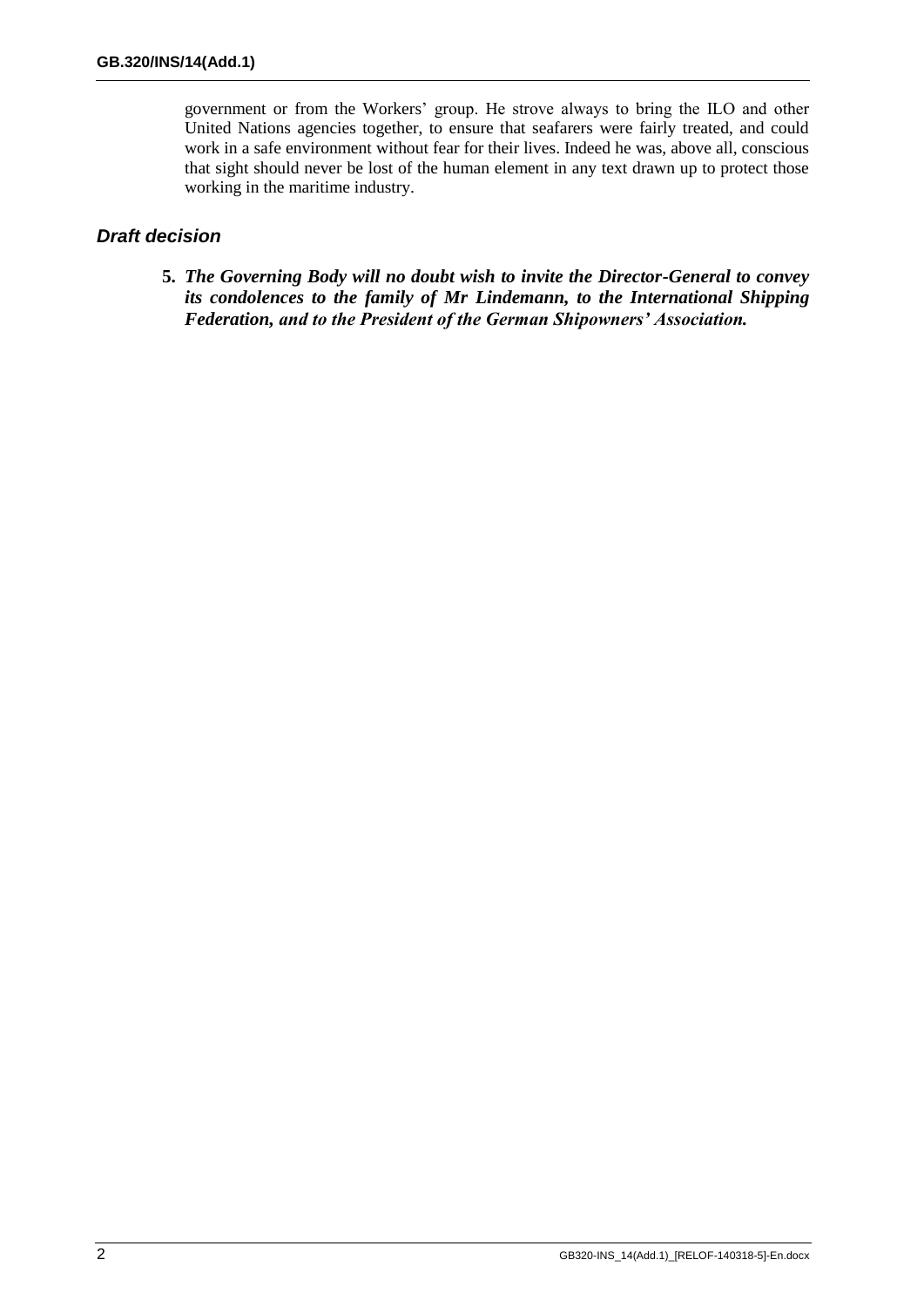government or from the Workers' group. He strove always to bring the ILO and other United Nations agencies together, to ensure that seafarers were fairly treated, and could work in a safe environment without fear for their lives. Indeed he was, above all, conscious that sight should never be lost of the human element in any text drawn up to protect those working in the maritime industry.

### *Draft decision*

**5.** ***The Governing Body will no doubt wish to invite the Director-General to convey its condolences to the family of Mr Lindemann, to the International Shipping Federation, and to the President of the German Shipowners' Association.***